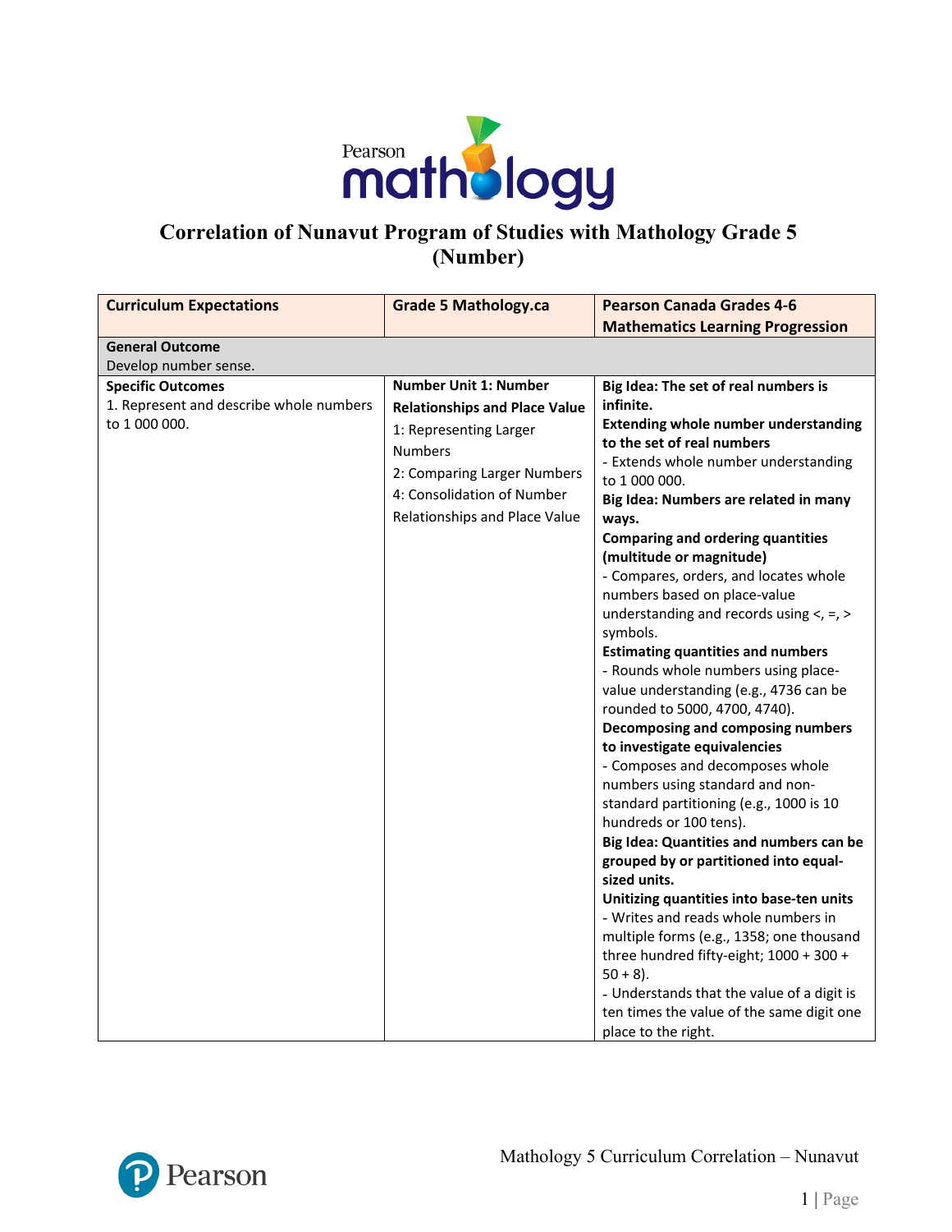# Correlation of Nunavut Program of Studies with Mathology Grade 5 (Number)

| Curriculum Expectations | Grade 5 Mathology.ca | Pearson Canada Grades 4-6 Mathematics Learning Progression |
|---|---|---|
| **General Outcome**<br>Develop number sense. | | |
| **Specific Outcomes**<br>1. Represent and describe whole numbers to 1 000 000. | **Number Unit 1: Number Relationships and Place Value**<br>1: Representing Larger Numbers<br>2: Comparing Larger Numbers<br>4: Consolidation of Number Relationships and Place Value | **Big Idea: The set of real numbers is infinite.**<br>**Extending whole number understanding to the set of real numbers**<br>- Extends whole number understanding to 1 000 000.<br>**Big Idea: Numbers are related in many ways.**<br>**Comparing and ordering quantities (multitude or magnitude)**<br>- Compares, orders, and locates whole numbers based on place-value understanding and records using <, =, > symbols.<br>**Estimating quantities and numbers**<br>- Rounds whole numbers using place-value understanding (e.g., 4736 can be rounded to 5000, 4700, 4740).<br>**Decomposing and composing numbers to investigate equivalencies**<br>- Composes and decomposes whole numbers using standard and non-standard partitioning (e.g., 1000 is 10 hundreds or 100 tens).<br>**Big Idea: Quantities and numbers can be grouped by or partitioned into equal-sized units.**<br>**Unitizing quantities into base-ten units**<br>- Writes and reads whole numbers in multiple forms (e.g., 1358; one thousand three hundred fifty-eight; 1000 + 300 + 50 + 8).<br>- Understands that the value of a digit is ten times the value of the same digit one place to the right. |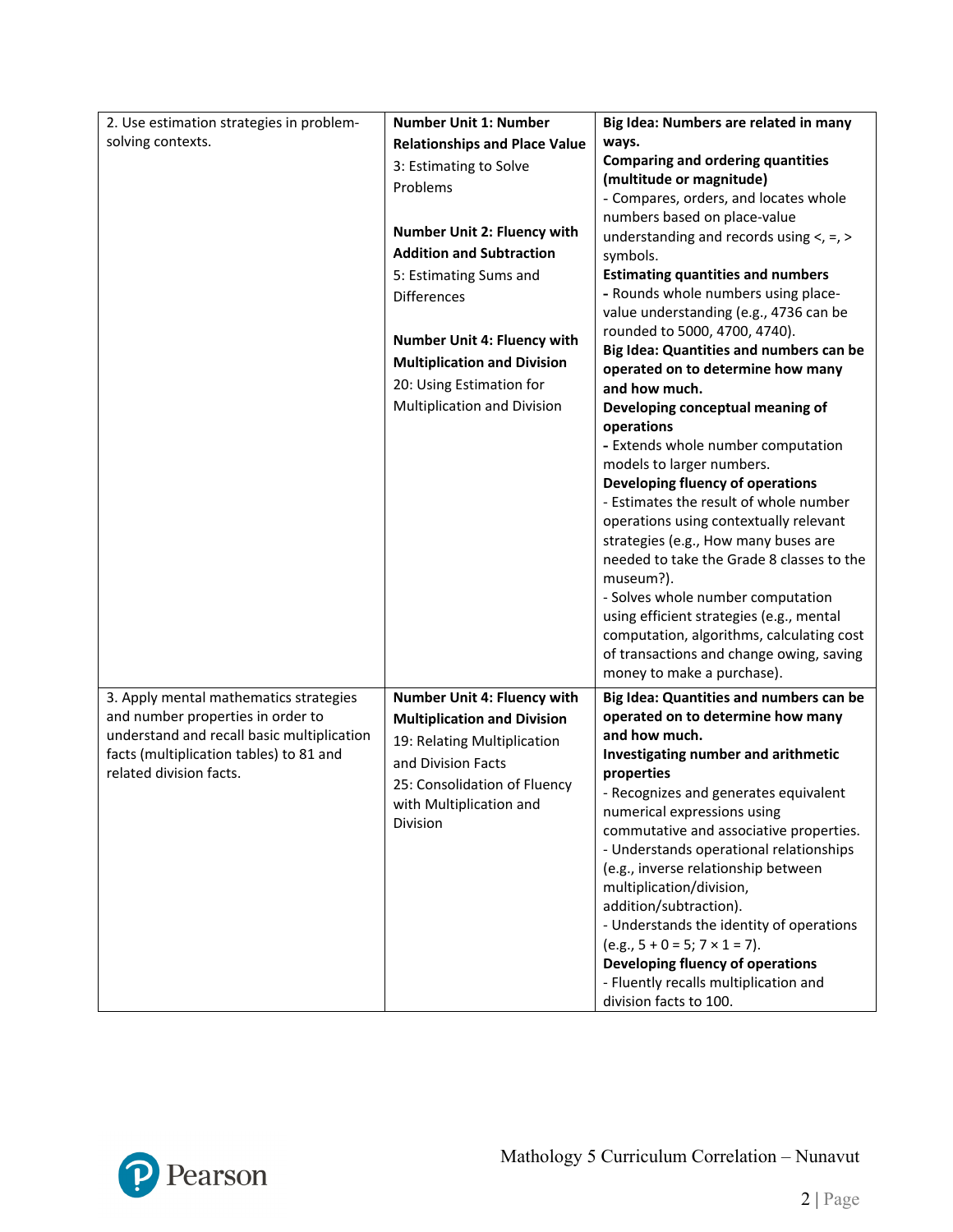| | | |
|---|---|---|
| 2. Use estimation strategies in problem-solving contexts. | **Number Unit 1: Number Relationships and Place Value**<br>3: Estimating to Solve Problems<br><br>**Number Unit 2: Fluency with Addition and Subtraction**<br>5: Estimating Sums and Differences<br><br>**Number Unit 4: Fluency with Multiplication and Division**<br>20: Using Estimation for Multiplication and Division | **Big Idea: Numbers are related in many ways.**<br>**Comparing and ordering quantities (multitude or magnitude)**<br>- Compares, orders, and locates whole numbers based on place-value understanding and records using <, =, > symbols.<br>**Estimating quantities and numbers**<br>**-** Rounds whole numbers using place-value understanding (e.g., 4736 can be rounded to 5000, 4700, 4740).<br>**Big Idea: Quantities and numbers can be operated on to determine how many and how much.**<br>**Developing conceptual meaning of operations**<br>**-** Extends whole number computation models to larger numbers.<br>**Developing fluency of operations**<br>- Estimates the result of whole number operations using contextually relevant strategies (e.g., How many buses are needed to take the Grade 8 classes to the museum?).<br>- Solves whole number computation using efficient strategies (e.g., mental computation, algorithms, calculating cost of transactions and change owing, saving money to make a purchase). |
| 3. Apply mental mathematics strategies and number properties in order to understand and recall basic multiplication facts (multiplication tables) to 81 and related division facts. | **Number Unit 4: Fluency with Multiplication and Division**<br>19: Relating Multiplication and Division Facts<br>25: Consolidation of Fluency with Multiplication and Division | **Big Idea: Quantities and numbers can be operated on to determine how many and how much.**<br>**Investigating number and arithmetic properties**<br>- Recognizes and generates equivalent numerical expressions using commutative and associative properties.<br>- Understands operational relationships (e.g., inverse relationship between multiplication/division, addition/subtraction).<br>- Understands the identity of operations (e.g., 5 + 0 = 5; 7 × 1 = 7).<br>**Developing fluency of operations**<br>- Fluently recalls multiplication and division facts to 100. |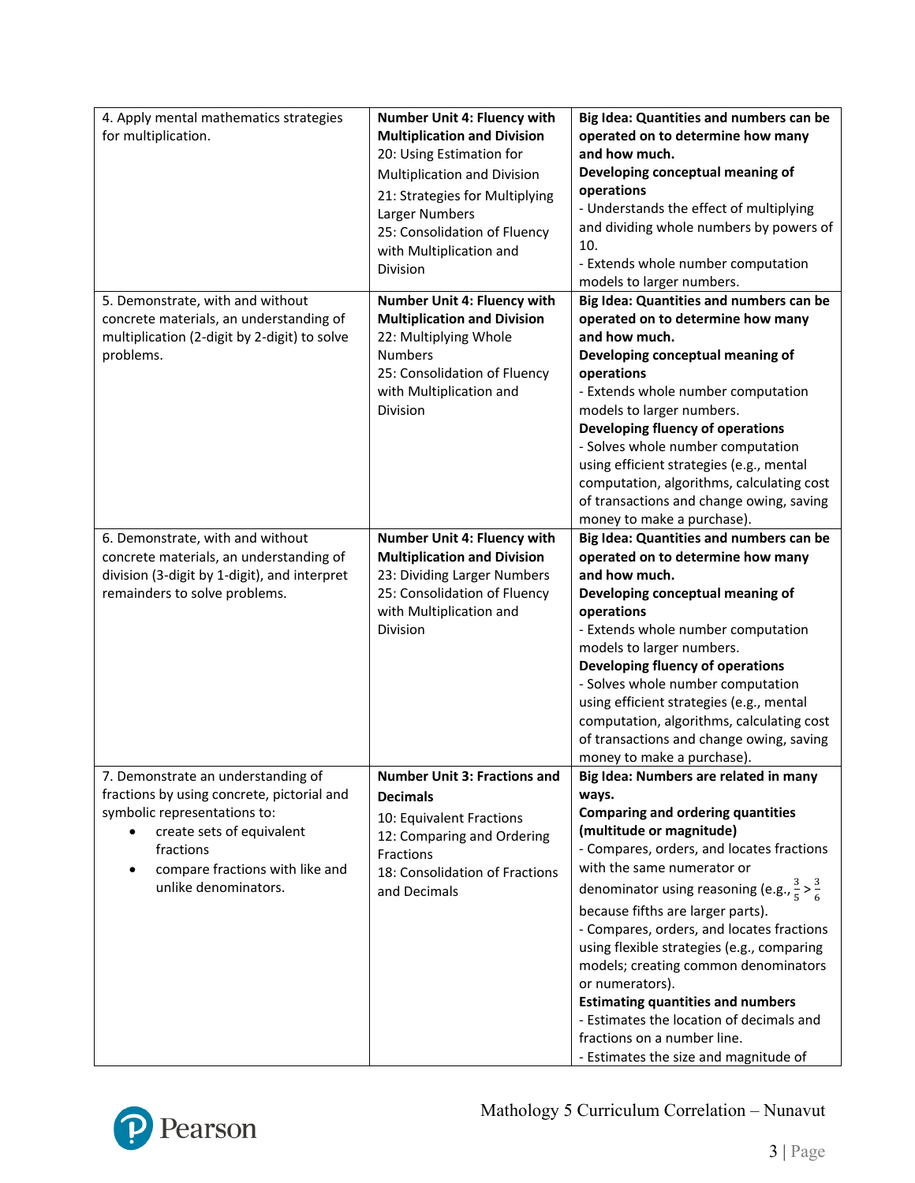| | | |
|---|---|---|
| 4. Apply mental mathematics strategies for multiplication. | **Number Unit 4: Fluency with Multiplication and Division**<br>20: Using Estimation for Multiplication and Division<br>21: Strategies for Multiplying Larger Numbers<br>25: Consolidation of Fluency with Multiplication and Division | **Big Idea: Quantities and numbers can be operated on to determine how many and how much.**<br>**Developing conceptual meaning of operations**<br>- Understands the effect of multiplying and dividing whole numbers by powers of 10.<br>- Extends whole number computation models to larger numbers. |
| 5. Demonstrate, with and without concrete materials, an understanding of multiplication (2-digit by 2-digit) to solve problems. | **Number Unit 4: Fluency with Multiplication and Division**<br>22: Multiplying Whole Numbers<br>25: Consolidation of Fluency with Multiplication and Division | **Big Idea: Quantities and numbers can be operated on to determine how many and how much.**<br>**Developing conceptual meaning of operations**<br>- Extends whole number computation models to larger numbers.<br>**Developing fluency of operations**<br>- Solves whole number computation using efficient strategies (e.g., mental computation, algorithms, calculating cost of transactions and change owing, saving money to make a purchase). |
| 6. Demonstrate, with and without concrete materials, an understanding of division (3-digit by 1-digit), and interpret remainders to solve problems. | **Number Unit 4: Fluency with Multiplication and Division**<br>23: Dividing Larger Numbers<br>25: Consolidation of Fluency with Multiplication and Division | **Big Idea: Quantities and numbers can be operated on to determine how many and how much.**<br>**Developing conceptual meaning of operations**<br>- Extends whole number computation models to larger numbers.<br>**Developing fluency of operations**<br>- Solves whole number computation using efficient strategies (e.g., mental computation, algorithms, calculating cost of transactions and change owing, saving money to make a purchase). |
| 7. Demonstrate an understanding of fractions by using concrete, pictorial and symbolic representations to:<br>• create sets of equivalent fractions<br>• compare fractions with like and unlike denominators. | **Number Unit 3: Fractions and Decimals**<br>10: Equivalent Fractions<br>12: Comparing and Ordering Fractions<br>18: Consolidation of Fractions and Decimals | **Big Idea: Numbers are related in many ways.**<br>**Comparing and ordering quantities (multitude or magnitude)**<br>- Compares, orders, and locates fractions with the same numerator or denominator using reasoning (e.g., $\frac{3}{5} > \frac{3}{6}$ because fifths are larger parts).<br>- Compares, orders, and locates fractions using flexible strategies (e.g., comparing models; creating common denominators or numerators).<br>**Estimating quantities and numbers**<br>- Estimates the location of decimals and fractions on a number line.<br>- Estimates the size and magnitude of |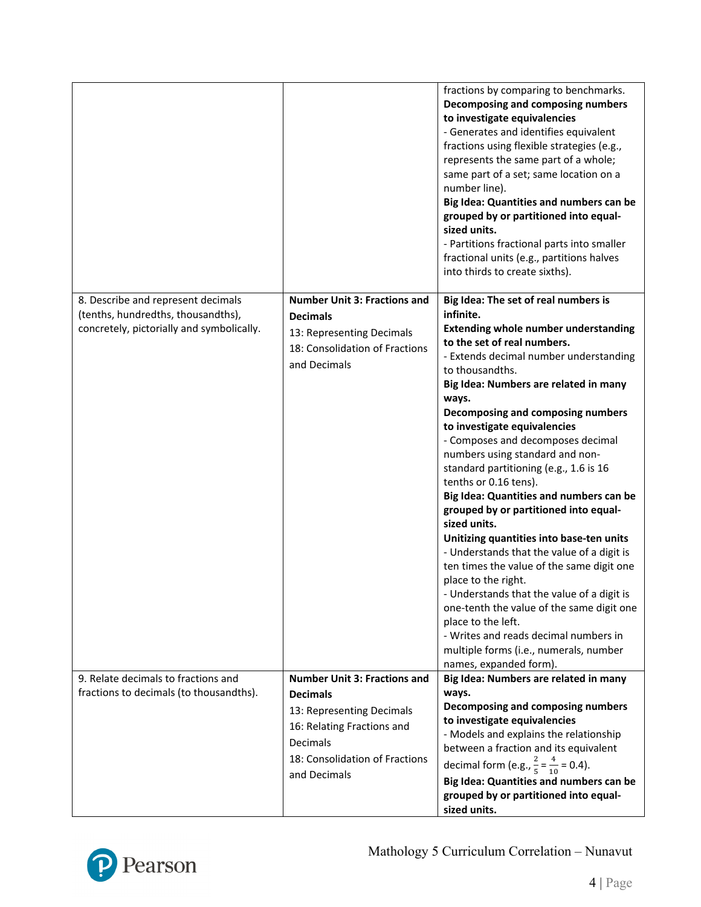| | | |
|---|---|---|
| | | fractions by comparing to benchmarks.<br>**Decomposing and composing numbers to investigate equivalencies**<br>- Generates and identifies equivalent fractions using flexible strategies (e.g., represents the same part of a whole; same part of a set; same location on a number line).<br>**Big Idea: Quantities and numbers can be grouped by or partitioned into equal-sized units.**<br>- Partitions fractional parts into smaller fractional units (e.g., partitions halves into thirds to create sixths). |
| 8. Describe and represent decimals (tenths, hundredths, thousandths), concretely, pictorially and symbolically. | **Number Unit 3: Fractions and Decimals**<br>13: Representing Decimals<br>18: Consolidation of Fractions and Decimals | **Big Idea: The set of real numbers is infinite.**<br>**Extending whole number understanding to the set of real numbers.**<br>- Extends decimal number understanding to thousandths.<br>**Big Idea: Numbers are related in many ways.**<br>**Decomposing and composing numbers to investigate equivalencies**<br>- Composes and decomposes decimal numbers using standard and non-standard partitioning (e.g., 1.6 is 16 tenths or 0.16 tens).<br>**Big Idea: Quantities and numbers can be grouped by or partitioned into equal-sized units.**<br>**Unitizing quantities into base-ten units**<br>- Understands that the value of a digit is ten times the value of the same digit one place to the right.<br>- Understands that the value of a digit is one-tenth the value of the same digit one place to the left.<br>- Writes and reads decimal numbers in multiple forms (i.e., numerals, number names, expanded form). |
| 9. Relate decimals to fractions and fractions to decimals (to thousandths). | **Number Unit 3: Fractions and Decimals**<br>13: Representing Decimals<br>16: Relating Fractions and Decimals<br>18: Consolidation of Fractions and Decimals | **Big Idea: Numbers are related in many ways.**<br>**Decomposing and composing numbers to investigate equivalencies**<br>- Models and explains the relationship between a fraction and its equivalent decimal form (e.g., $\frac{2}{5} = \frac{4}{10} = 0.4$).<br>**Big Idea: Quantities and numbers can be grouped by or partitioned into equal-sized units.** |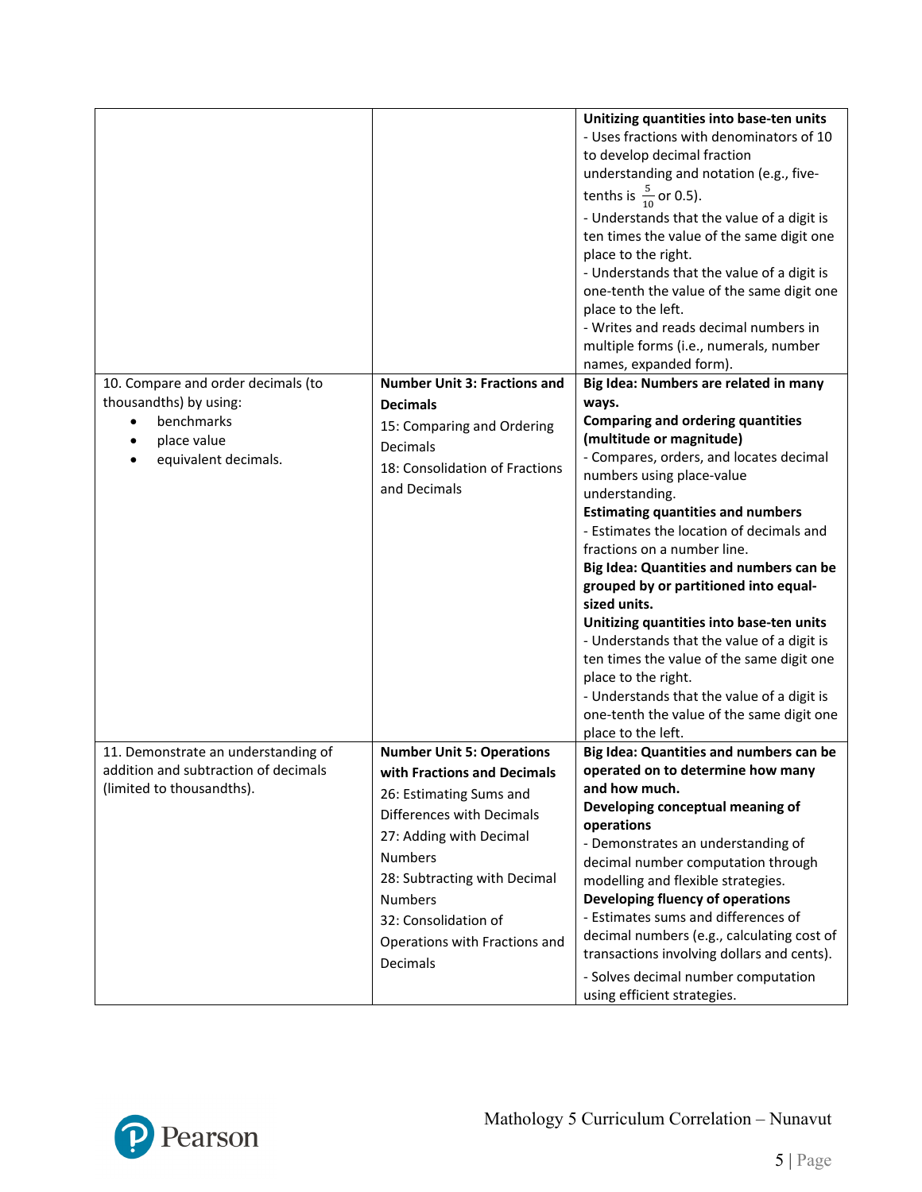| | | |
|---|---|---|
| | | **Unitizing quantities into base-ten units**<br>- Uses fractions with denominators of 10 to develop decimal fraction understanding and notation (e.g., five-tenths is $\frac{5}{10}$ or 0.5).<br>- Understands that the value of a digit is ten times the value of the same digit one place to the right.<br>- Understands that the value of a digit is one-tenth the value of the same digit one place to the left.<br>- Writes and reads decimal numbers in multiple forms (i.e., numerals, number names, expanded form). |
| 10. Compare and order decimals (to thousandths) by using:<br>• benchmarks<br>• place value<br>• equivalent decimals. | **Number Unit 3: Fractions and Decimals**<br>15: Comparing and Ordering Decimals<br>18: Consolidation of Fractions and Decimals | **Big Idea: Numbers are related in many ways.**<br>**Comparing and ordering quantities (multitude or magnitude)**<br>- Compares, orders, and locates decimal numbers using place-value understanding.<br>**Estimating quantities and numbers**<br>- Estimates the location of decimals and fractions on a number line.<br>**Big Idea: Quantities and numbers can be grouped by or partitioned into equal-sized units.**<br>**Unitizing quantities into base-ten units**<br>- Understands that the value of a digit is ten times the value of the same digit one place to the right.<br>- Understands that the value of a digit is one-tenth the value of the same digit one place to the left. |
| 11. Demonstrate an understanding of addition and subtraction of decimals (limited to thousandths). | **Number Unit 5: Operations with Fractions and Decimals**<br>26: Estimating Sums and Differences with Decimals<br>27: Adding with Decimal Numbers<br>28: Subtracting with Decimal Numbers<br>32: Consolidation of Operations with Fractions and Decimals | **Big Idea: Quantities and numbers can be operated on to determine how many and how much.**<br>**Developing conceptual meaning of operations**<br>- Demonstrates an understanding of decimal number computation through modelling and flexible strategies.<br>**Developing fluency of operations**<br>- Estimates sums and differences of decimal numbers (e.g., calculating cost of transactions involving dollars and cents).<br>- Solves decimal number computation using efficient strategies. |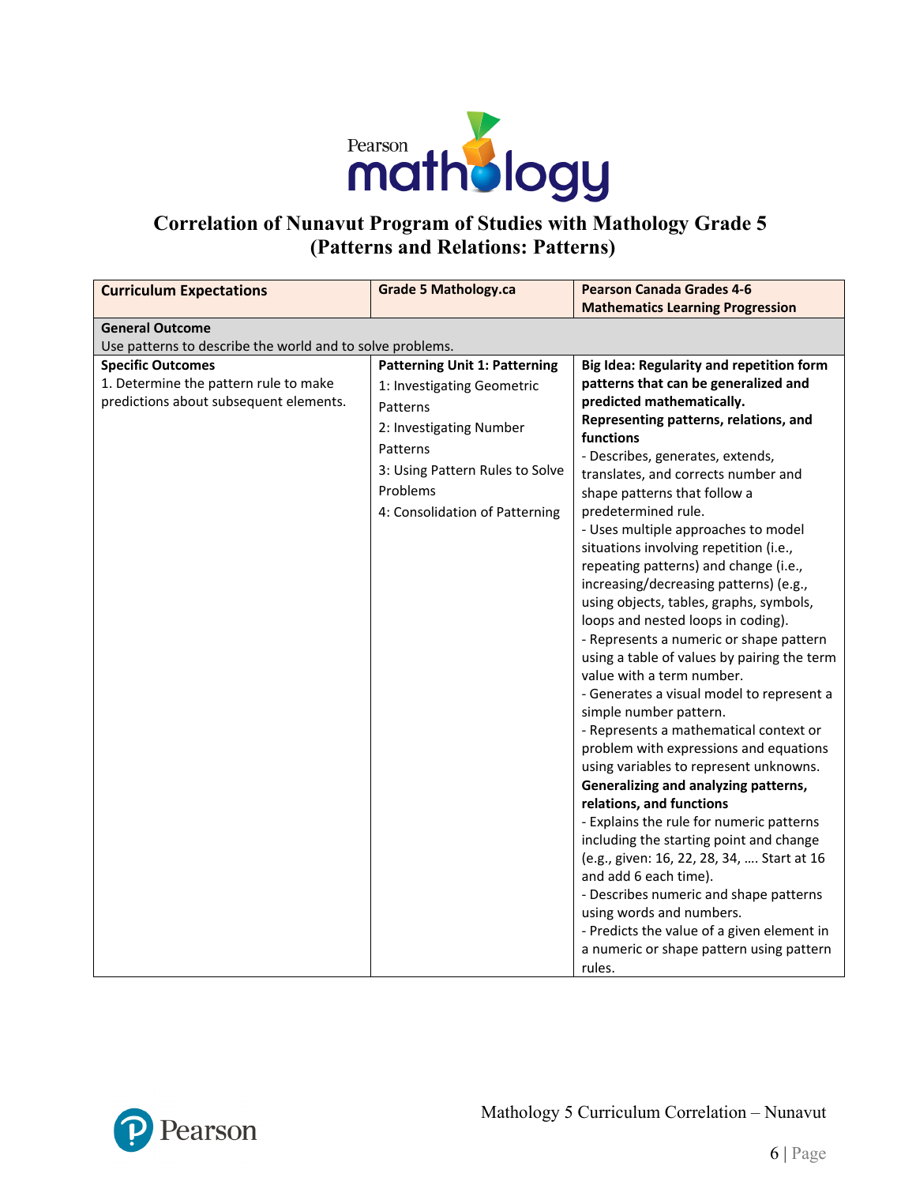# Correlation of Nunavut Program of Studies with Mathology Grade 5 (Patterns and Relations: Patterns)

| Curriculum Expectations | Grade 5 Mathology.ca | Pearson Canada Grades 4-6 Mathematics Learning Progression |
|---|---|---|
| **General Outcome**<br>Use patterns to describe the world and to solve problems. | | |
| **Specific Outcomes**<br>1. Determine the pattern rule to make predictions about subsequent elements. | **Patterning Unit 1: Patterning**<br>1: Investigating Geometric Patterns<br>2: Investigating Number Patterns<br>3: Using Pattern Rules to Solve Problems<br>4: Consolidation of Patterning | **Big Idea: Regularity and repetition form patterns that can be generalized and predicted mathematically.**<br>**Representing patterns, relations, and functions**<br>- Describes, generates, extends, translates, and corrects number and shape patterns that follow a predetermined rule.<br>- Uses multiple approaches to model situations involving repetition (i.e., repeating patterns) and change (i.e., increasing/decreasing patterns) (e.g., using objects, tables, graphs, symbols, loops and nested loops in coding).<br>- Represents a numeric or shape pattern using a table of values by pairing the term value with a term number.<br>- Generates a visual model to represent a simple number pattern.<br>- Represents a mathematical context or problem with expressions and equations using variables to represent unknowns.<br>**Generalizing and analyzing patterns, relations, and functions**<br>- Explains the rule for numeric patterns including the starting point and change (e.g., given: 16, 22, 28, 34, …. Start at 16 and add 6 each time).<br>- Describes numeric and shape patterns using words and numbers.<br>- Predicts the value of a given element in a numeric or shape pattern using pattern rules. |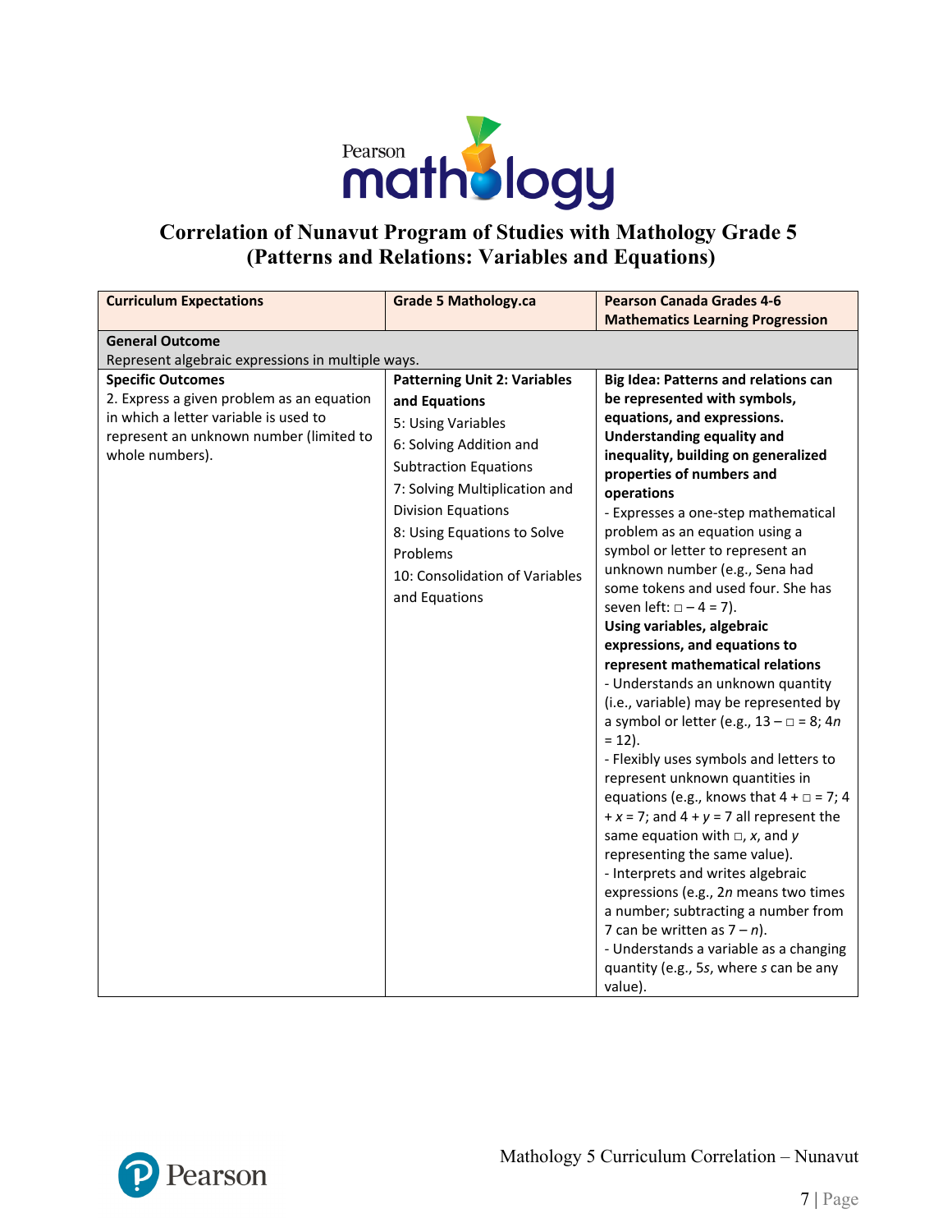# Correlation of Nunavut Program of Studies with Mathology Grade 5 (Patterns and Relations: Variables and Equations)

| Curriculum Expectations | Grade 5 Mathology.ca | Pearson Canada Grades 4-6 Mathematics Learning Progression |
|---|---|---|
| **General Outcome**<br>Represent algebraic expressions in multiple ways. | | |
| **Specific Outcomes**<br>2. Express a given problem as an equation in which a letter variable is used to represent an unknown number (limited to whole numbers). | **Patterning Unit 2: Variables and Equations**<br>5: Using Variables<br>6: Solving Addition and Subtraction Equations<br>7: Solving Multiplication and Division Equations<br>8: Using Equations to Solve Problems<br>10: Consolidation of Variables and Equations | **Big Idea: Patterns and relations can be represented with symbols, equations, and expressions.**<br>**Understanding equality and inequality, building on generalized properties of numbers and operations**<br>- Expresses a one-step mathematical problem as an equation using a symbol or letter to represent an unknown number (e.g., Sena had some tokens and used four. She has seven left: $\square - 4 = 7$).<br>**Using variables, algebraic expressions, and equations to represent mathematical relations**<br>- Understands an unknown quantity (i.e., variable) may be represented by a symbol or letter (e.g., $13 - \square = 8$; $4n = 12$).<br>- Flexibly uses symbols and letters to represent unknown quantities in equations (e.g., knows that $4 + \square = 7$; $4 + x = 7$; and $4 + y = 7$ all represent the same equation with $\square$, $x$, and $y$ representing the same value).<br>- Interprets and writes algebraic expressions (e.g., $2n$ means two times a number; subtracting a number from 7 can be written as $7 - n$).<br>- Understands a variable as a changing quantity (e.g., $5s$, where $s$ can be any value). |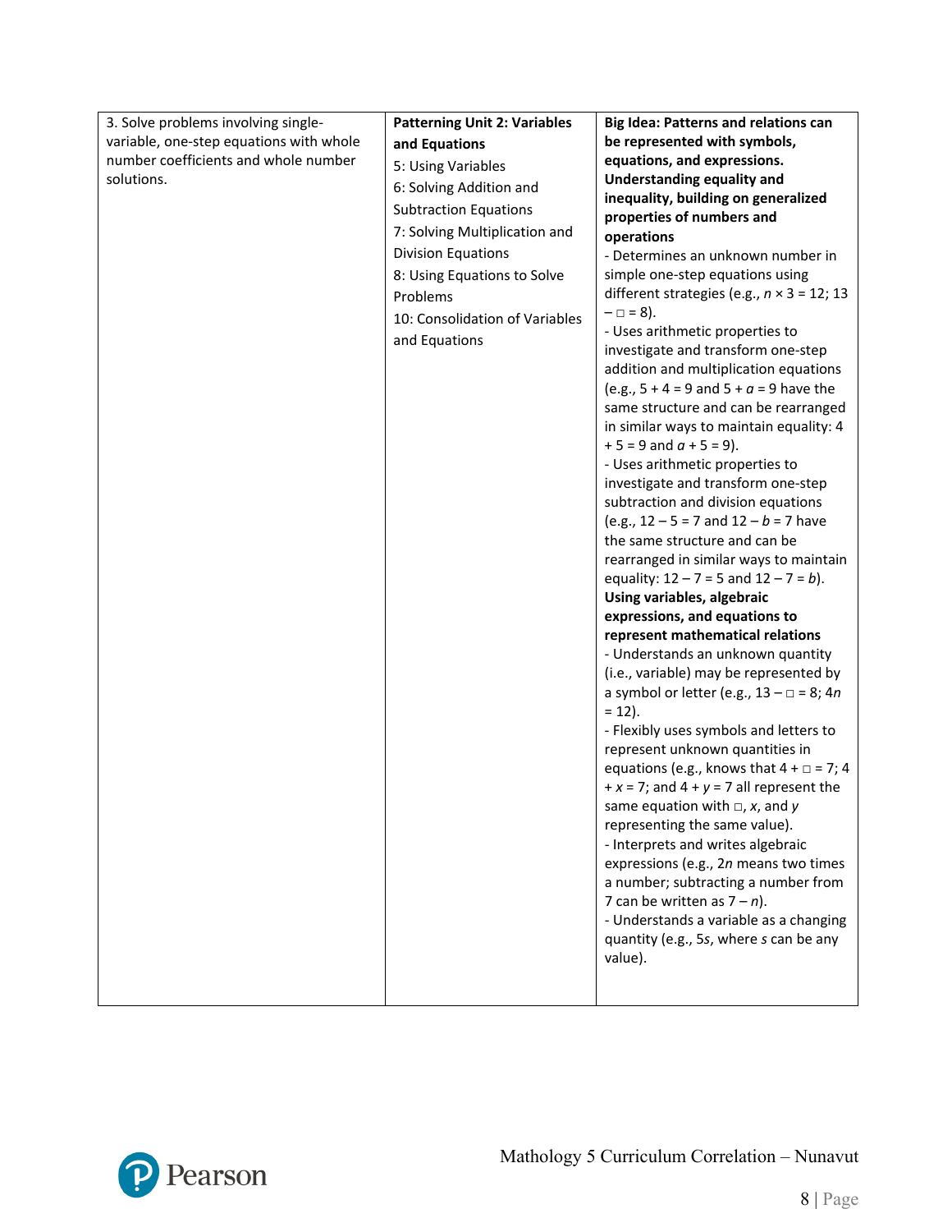| | | |
|---|---|---|
| 3. Solve problems involving single-variable, one-step equations with whole number coefficients and whole number solutions. | **Patterning Unit 2: Variables and Equations**<br>5: Using Variables<br>6: Solving Addition and Subtraction Equations<br>7: Solving Multiplication and Division Equations<br>8: Using Equations to Solve Problems<br>10: Consolidation of Variables and Equations | **Big Idea: Patterns and relations can be represented with symbols, equations, and expressions.**<br>**Understanding equality and inequality, building on generalized properties of numbers and operations**<br>- Determines an unknown number in simple one-step equations using different strategies (e.g., $n \times 3 = 12$; $13 - \square = 8$).<br>- Uses arithmetic properties to investigate and transform one-step addition and multiplication equations (e.g., $5 + 4 = 9$ and $5 + a = 9$ have the same structure and can be rearranged in similar ways to maintain equality: $4 + 5 = 9$ and $a + 5 = 9$).<br>- Uses arithmetic properties to investigate and transform one-step subtraction and division equations (e.g., $12 - 5 = 7$ and $12 - b = 7$ have the same structure and can be rearranged in similar ways to maintain equality: $12 - 7 = 5$ and $12 - 7 = b$).<br>**Using variables, algebraic expressions, and equations to represent mathematical relations**<br>- Understands an unknown quantity (i.e., variable) may be represented by a symbol or letter (e.g., $13 - \square = 8$; $4n = 12$).<br>- Flexibly uses symbols and letters to represent unknown quantities in equations (e.g., knows that $4 + \square = 7$; $4 + x = 7$; and $4 + y = 7$ all represent the same equation with $\square$, $x$, and $y$ representing the same value).<br>- Interprets and writes algebraic expressions (e.g., $2n$ means two times a number; subtracting a number from 7 can be written as $7 - n$).<br>- Understands a variable as a changing quantity (e.g., $5s$, where $s$ can be any value). |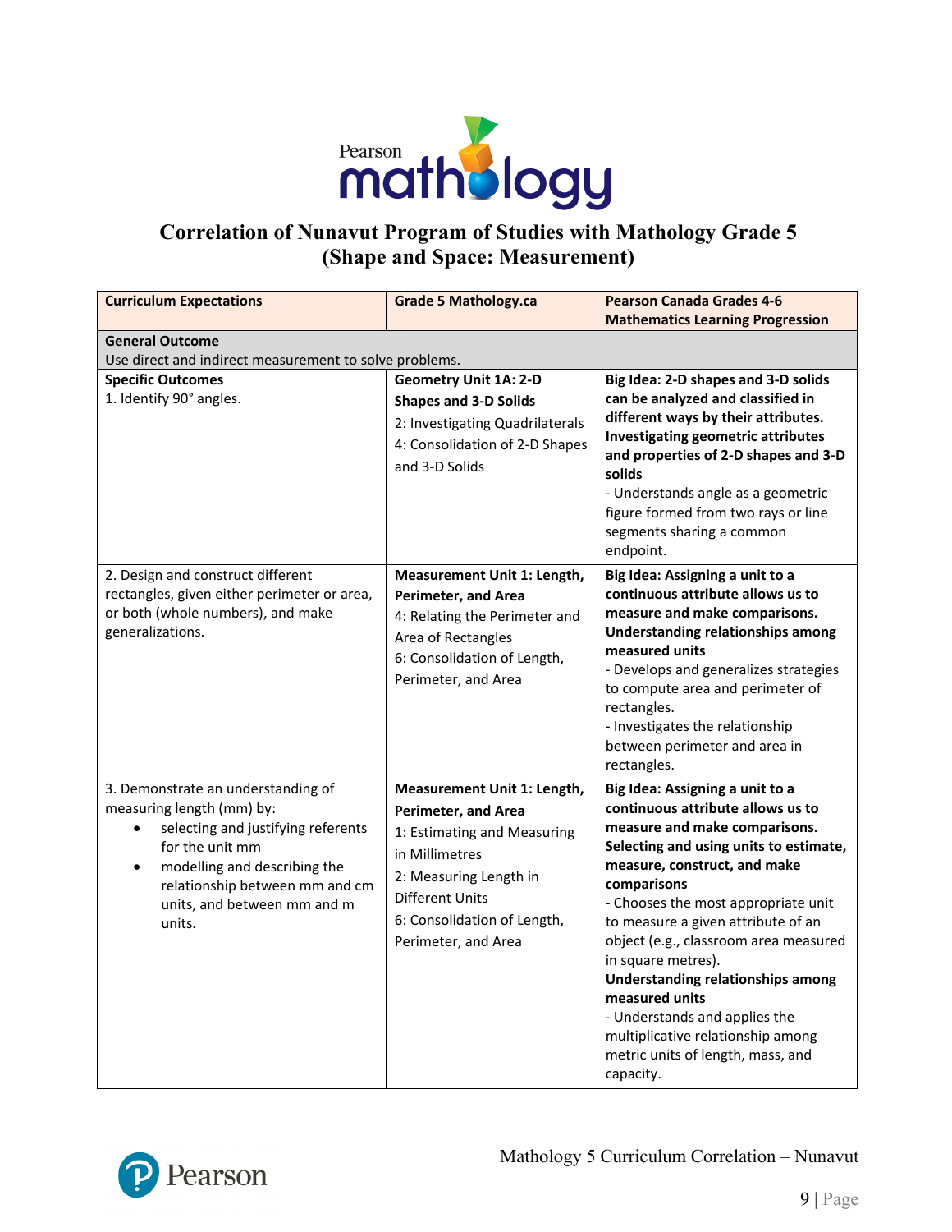# Correlation of Nunavut Program of Studies with Mathology Grade 5 (Shape and Space: Measurement)

| Curriculum Expectations | Grade 5 Mathology.ca | Pearson Canada Grades 4-6 Mathematics Learning Progression |
|---|---|---|
| **General Outcome**<br>Use direct and indirect measurement to solve problems. | | |
| **Specific Outcomes**<br>1. Identify 90° angles. | **Geometry Unit 1A: 2-D Shapes and 3-D Solids**<br>2: Investigating Quadrilaterals<br>4: Consolidation of 2-D Shapes and 3-D Solids | **Big Idea: 2-D shapes and 3-D solids can be analyzed and classified in different ways by their attributes.**<br>**Investigating geometric attributes and properties of 2-D shapes and 3-D solids**<br>- Understands angle as a geometric figure formed from two rays or line segments sharing a common endpoint. |
| 2. Design and construct different rectangles, given either perimeter or area, or both (whole numbers), and make generalizations. | **Measurement Unit 1: Length, Perimeter, and Area**<br>4: Relating the Perimeter and Area of Rectangles<br>6: Consolidation of Length, Perimeter, and Area | **Big Idea: Assigning a unit to a continuous attribute allows us to measure and make comparisons.**<br>**Understanding relationships among measured units**<br>- Develops and generalizes strategies to compute area and perimeter of rectangles.<br>- Investigates the relationship between perimeter and area in rectangles. |
| 3. Demonstrate an understanding of measuring length (mm) by:<br>• selecting and justifying referents for the unit mm<br>• modelling and describing the relationship between mm and cm units, and between mm and m units. | **Measurement Unit 1: Length, Perimeter, and Area**<br>1: Estimating and Measuring in Millimetres<br>2: Measuring Length in Different Units<br>6: Consolidation of Length, Perimeter, and Area | **Big Idea: Assigning a unit to a continuous attribute allows us to measure and make comparisons.**<br>**Selecting and using units to estimate, measure, construct, and make comparisons**<br>- Chooses the most appropriate unit to measure a given attribute of an object (e.g., classroom area measured in square metres).<br>**Understanding relationships among measured units**<br>- Understands and applies the multiplicative relationship among metric units of length, mass, and capacity. |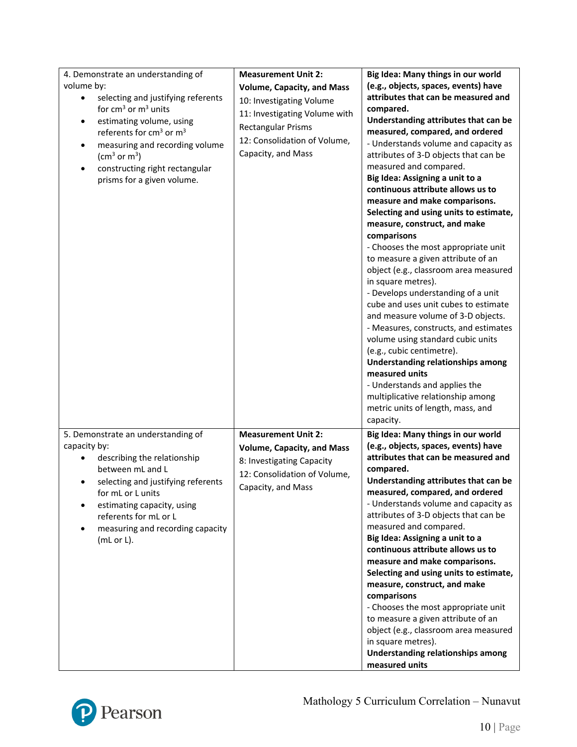| | | |
|---|---|---|
| 4. Demonstrate an understanding of volume by:<br>• selecting and justifying referents for $cm^3$ or $m^3$ units<br>• estimating volume, using referents for $cm^3$ or $m^3$<br>• measuring and recording volume ($cm^3$ or $m^3$)<br>• constructing right rectangular prisms for a given volume. | **Measurement Unit 2: Volume, Capacity, and Mass**<br>10: Investigating Volume<br>11: Investigating Volume with Rectangular Prisms<br>12: Consolidation of Volume, Capacity, and Mass | **Big Idea: Many things in our world (e.g., objects, spaces, events) have attributes that can be measured and compared.**<br>**Understanding attributes that can be measured, compared, and ordered**<br>- Understands volume and capacity as attributes of 3-D objects that can be measured and compared.<br>**Big Idea: Assigning a unit to a continuous attribute allows us to measure and make comparisons.**<br>**Selecting and using units to estimate, measure, construct, and make comparisons**<br>- Chooses the most appropriate unit to measure a given attribute of an object (e.g., classroom area measured in square metres).<br>- Develops understanding of a unit cube and uses unit cubes to estimate and measure volume of 3-D objects.<br>- Measures, constructs, and estimates volume using standard cubic units (e.g., cubic centimetre).<br>**Understanding relationships among measured units**<br>- Understands and applies the multiplicative relationship among metric units of length, mass, and capacity. |
| 5. Demonstrate an understanding of capacity by:<br>• describing the relationship between mL and L<br>• selecting and justifying referents for mL or L units<br>• estimating capacity, using referents for mL or L<br>• measuring and recording capacity (mL or L). | **Measurement Unit 2: Volume, Capacity, and Mass**<br>8: Investigating Capacity<br>12: Consolidation of Volume, Capacity, and Mass | **Big Idea: Many things in our world (e.g., objects, spaces, events) have attributes that can be measured and compared.**<br>**Understanding attributes that can be measured, compared, and ordered**<br>- Understands volume and capacity as attributes of 3-D objects that can be measured and compared.<br>**Big Idea: Assigning a unit to a continuous attribute allows us to measure and make comparisons.**<br>**Selecting and using units to estimate, measure, construct, and make comparisons**<br>- Chooses the most appropriate unit to measure a given attribute of an object (e.g., classroom area measured in square metres).<br>**Understanding relationships among measured units** |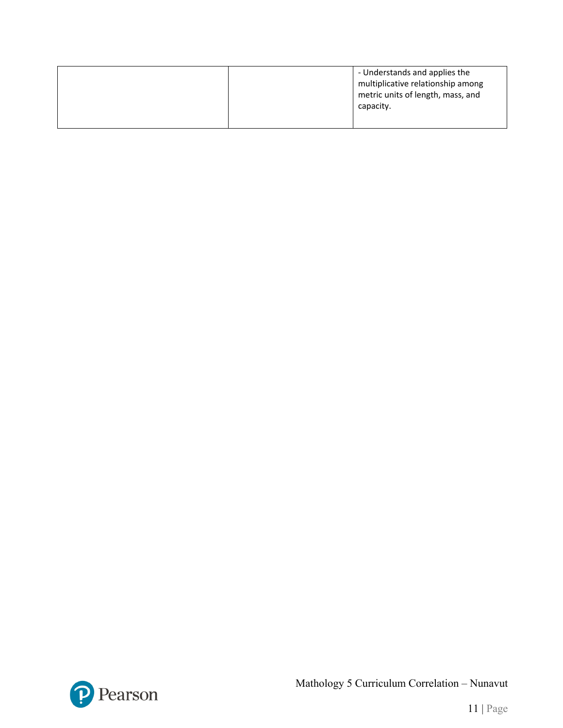| | | |
|---|---|---|
| | | - Understands and applies the multiplicative relationship among metric units of length, mass, and capacity. |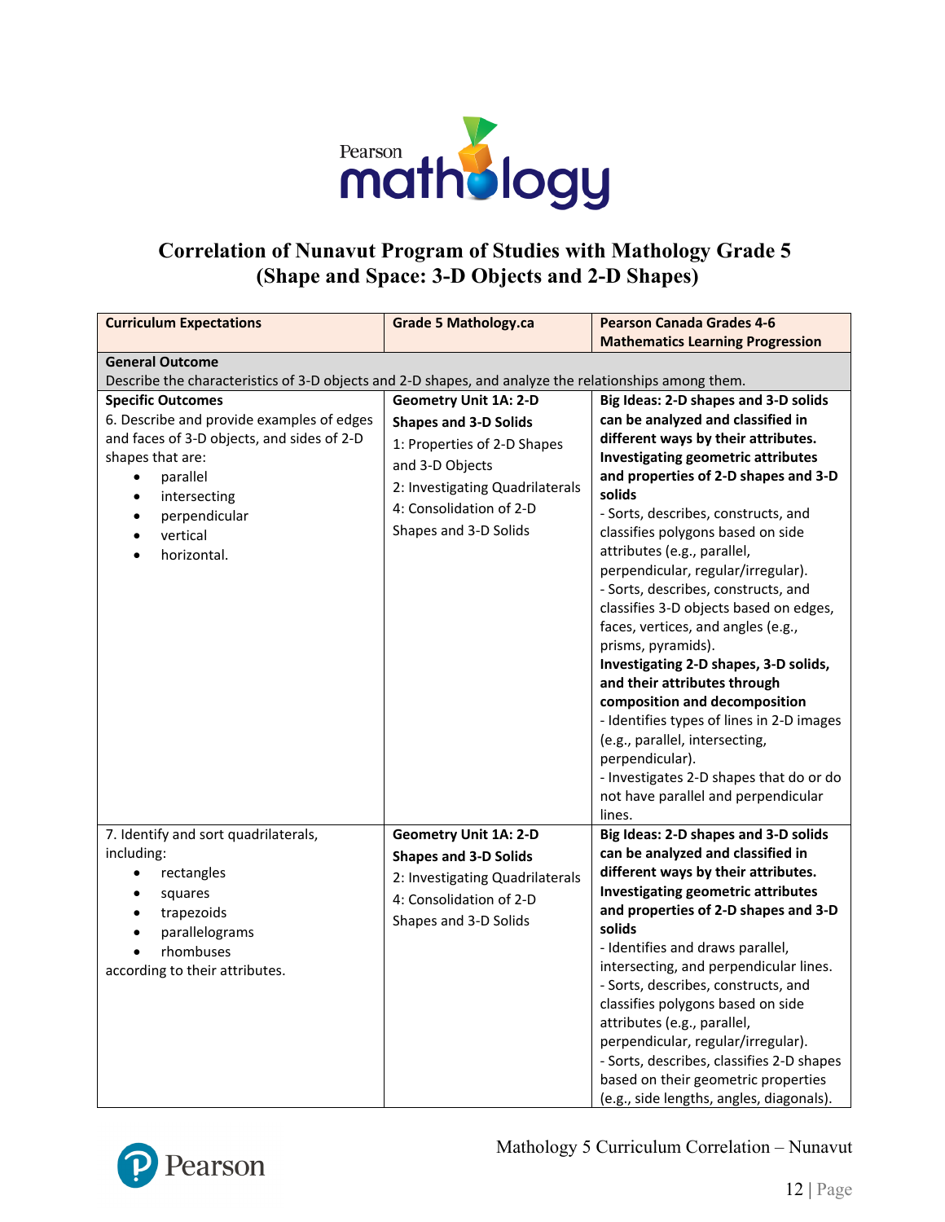# Correlation of Nunavut Program of Studies with Mathology Grade 5 (Shape and Space: 3-D Objects and 2-D Shapes)

| Curriculum Expectations | Grade 5 Mathology.ca | Pearson Canada Grades 4-6 Mathematics Learning Progression |
|---|---|---|
| **General Outcome**<br>Describe the characteristics of 3-D objects and 2-D shapes, and analyze the relationships among them. | | |
| **Specific Outcomes**<br>6. Describe and provide examples of edges and faces of 3-D objects, and sides of 2-D shapes that are:<br>• parallel<br>• intersecting<br>• perpendicular<br>• vertical<br>• horizontal. | **Geometry Unit 1A: 2-D Shapes and 3-D Solids**<br>1: Properties of 2-D Shapes and 3-D Objects<br>2: Investigating Quadrilaterals<br>4: Consolidation of 2-D Shapes and 3-D Solids | **Big Ideas: 2-D shapes and 3-D solids can be analyzed and classified in different ways by their attributes.**<br>**Investigating geometric attributes and properties of 2-D shapes and 3-D solids**<br>- Sorts, describes, constructs, and classifies polygons based on side attributes (e.g., parallel, perpendicular, regular/irregular).<br>- Sorts, describes, constructs, and classifies 3-D objects based on edges, faces, vertices, and angles (e.g., prisms, pyramids).<br>**Investigating 2-D shapes, 3-D solids, and their attributes through composition and decomposition**<br>- Identifies types of lines in 2-D images (e.g., parallel, intersecting, perpendicular).<br>- Investigates 2-D shapes that do or do not have parallel and perpendicular lines. |
| 7. Identify and sort quadrilaterals, including:<br>• rectangles<br>• squares<br>• trapezoids<br>• parallelograms<br>• rhombuses<br>according to their attributes. | **Geometry Unit 1A: 2-D Shapes and 3-D Solids**<br>2: Investigating Quadrilaterals<br>4: Consolidation of 2-D Shapes and 3-D Solids | **Big Ideas: 2-D shapes and 3-D solids can be analyzed and classified in different ways by their attributes.**<br>**Investigating geometric attributes and properties of 2-D shapes and 3-D solids**<br>- Identifies and draws parallel, intersecting, and perpendicular lines.<br>- Sorts, describes, constructs, and classifies polygons based on side attributes (e.g., parallel, perpendicular, regular/irregular).<br>- Sorts, describes, classifies 2-D shapes based on their geometric properties (e.g., side lengths, angles, diagonals). |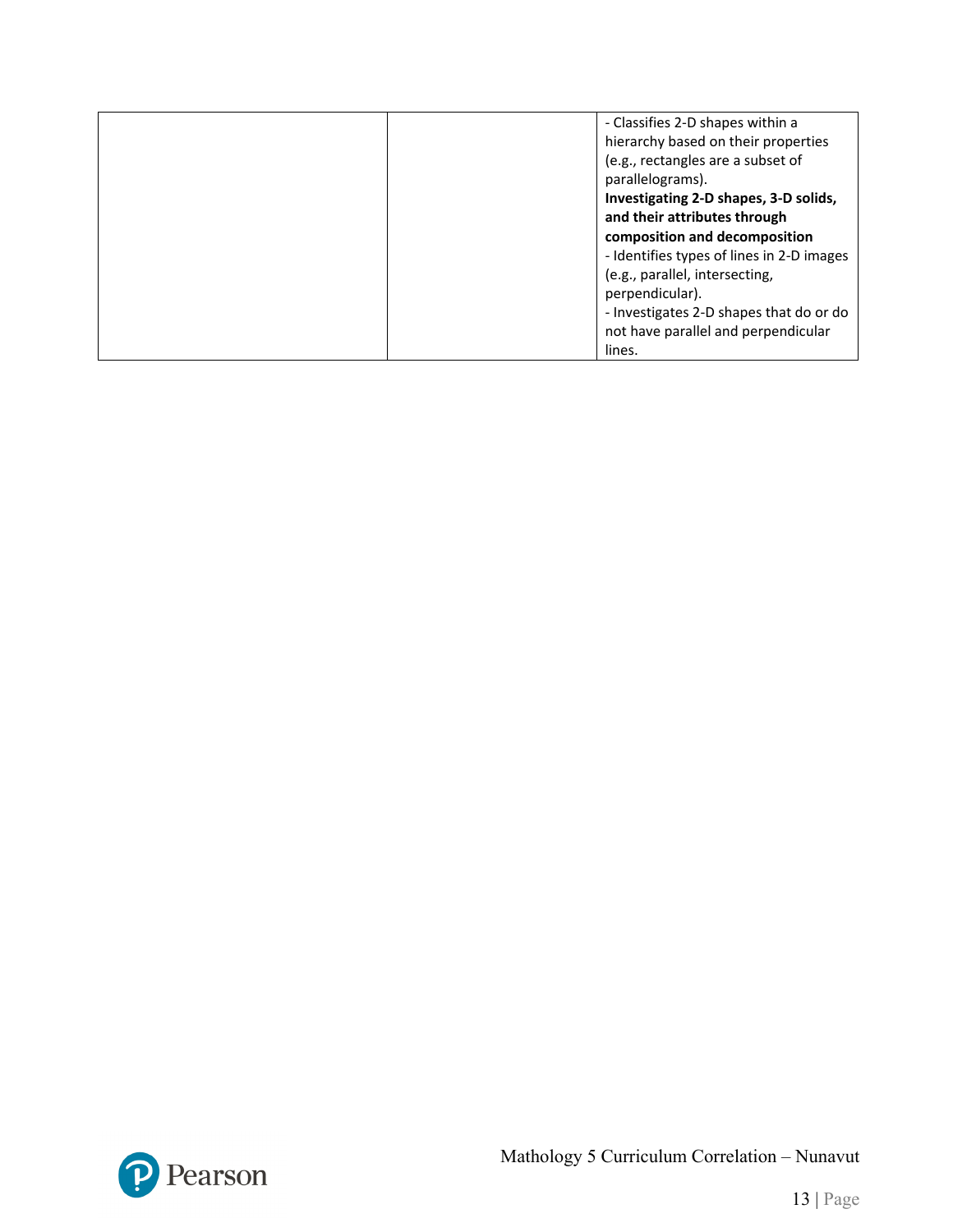| | | |
|---|---|---|
| | | - Classifies 2-D shapes within a hierarchy based on their properties (e.g., rectangles are a subset of parallelograms).<br>**Investigating 2-D shapes, 3-D solids, and their attributes through composition and decomposition**<br>- Identifies types of lines in 2-D images (e.g., parallel, intersecting, perpendicular).<br>- Investigates 2-D shapes that do or do not have parallel and perpendicular lines. |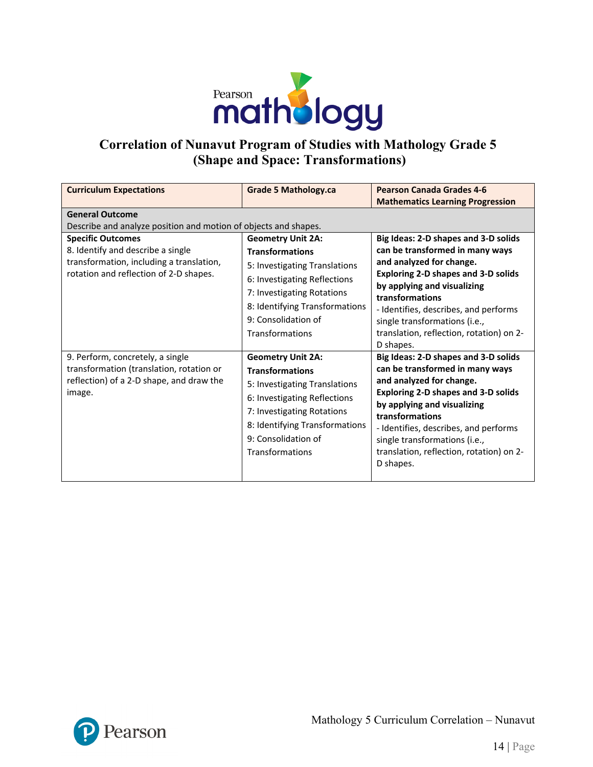# Correlation of Nunavut Program of Studies with Mathology Grade 5 (Shape and Space: Transformations)

| Curriculum Expectations | Grade 5 Mathology.ca | Pearson Canada Grades 4-6 Mathematics Learning Progression |
|---|---|---|
| **General Outcome**<br>Describe and analyze position and motion of objects and shapes. | | |
| **Specific Outcomes**<br>8. Identify and describe a single transformation, including a translation, rotation and reflection of 2-D shapes. | **Geometry Unit 2A: Transformations**<br>5: Investigating Translations<br>6: Investigating Reflections<br>7: Investigating Rotations<br>8: Identifying Transformations<br>9: Consolidation of Transformations | **Big Ideas: 2-D shapes and 3-D solids can be transformed in many ways and analyzed for change.**<br>**Exploring 2-D shapes and 3-D solids by applying and visualizing transformations**<br>- Identifies, describes, and performs single transformations (i.e., translation, reflection, rotation) on 2-D shapes. |
| 9. Perform, concretely, a single transformation (translation, rotation or reflection) of a 2-D shape, and draw the image. | **Geometry Unit 2A: Transformations**<br>5: Investigating Translations<br>6: Investigating Reflections<br>7: Investigating Rotations<br>8: Identifying Transformations<br>9: Consolidation of Transformations | **Big Ideas: 2-D shapes and 3-D solids can be transformed in many ways and analyzed for change.**<br>**Exploring 2-D shapes and 3-D solids by applying and visualizing transformations**<br>- Identifies, describes, and performs single transformations (i.e., translation, reflection, rotation) on 2-D shapes. |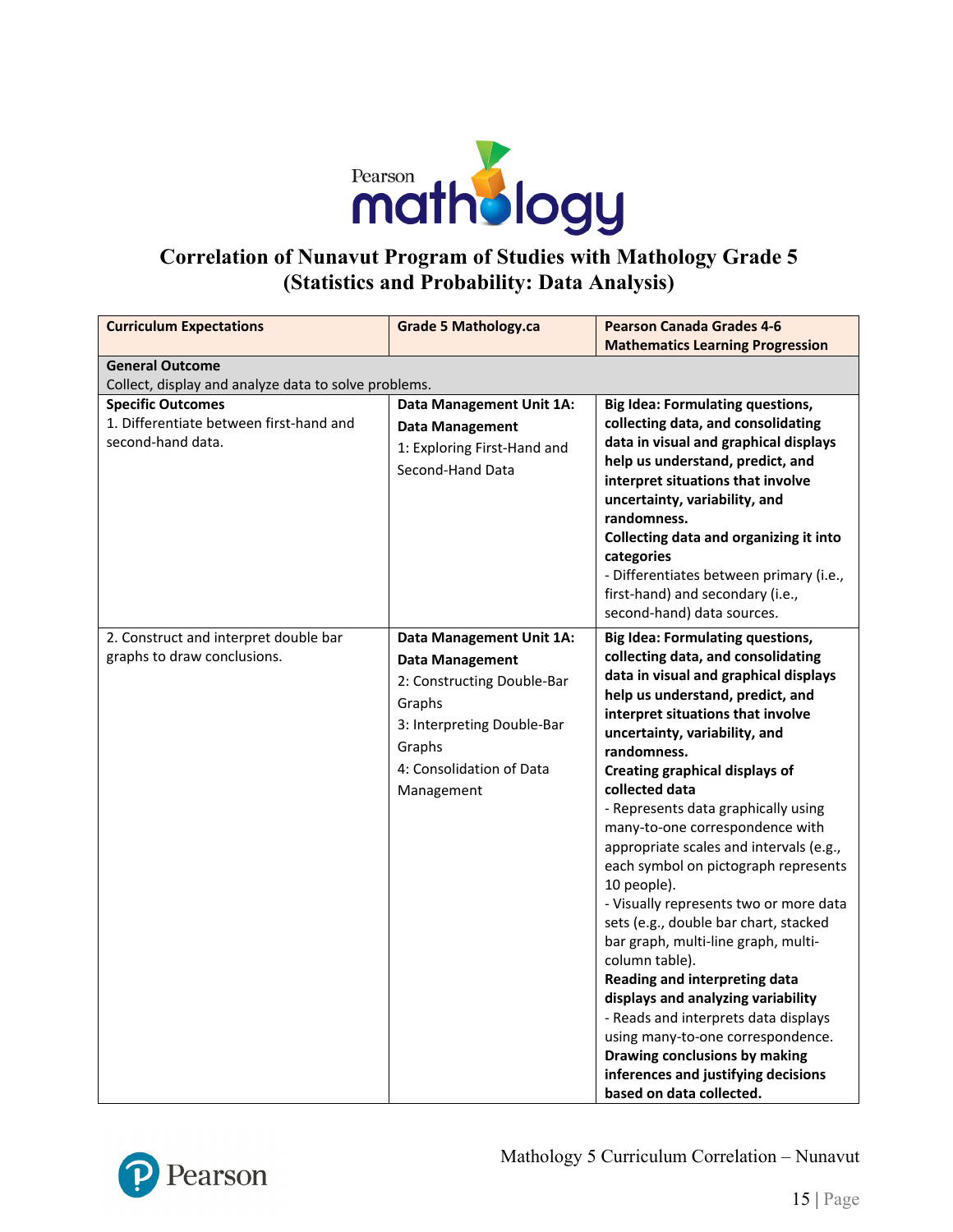# Correlation of Nunavut Program of Studies with Mathology Grade 5 (Statistics and Probability: Data Analysis)

| Curriculum Expectations | Grade 5 Mathology.ca | Pearson Canada Grades 4-6 Mathematics Learning Progression |
|---|---|---|
| **General Outcome**<br>Collect, display and analyze data to solve problems. | | |
| **Specific Outcomes**<br>1. Differentiate between first-hand and second-hand data. | **Data Management Unit 1A: Data Management**<br>1: Exploring First-Hand and Second-Hand Data | **Big Idea: Formulating questions, collecting data, and consolidating data in visual and graphical displays help us understand, predict, and interpret situations that involve uncertainty, variability, and randomness.**<br>**Collecting data and organizing it into categories**<br>- Differentiates between primary (i.e., first-hand) and secondary (i.e., second-hand) data sources. |
| 2. Construct and interpret double bar graphs to draw conclusions. | **Data Management Unit 1A: Data Management**<br>2: Constructing Double-Bar Graphs<br>3: Interpreting Double-Bar Graphs<br>4: Consolidation of Data Management | **Big Idea: Formulating questions, collecting data, and consolidating data in visual and graphical displays help us understand, predict, and interpret situations that involve uncertainty, variability, and randomness.**<br>**Creating graphical displays of collected data**<br>- Represents data graphically using many-to-one correspondence with appropriate scales and intervals (e.g., each symbol on pictograph represents 10 people).<br>- Visually represents two or more data sets (e.g., double bar chart, stacked bar graph, multi-line graph, multi-column table).<br>**Reading and interpreting data displays and analyzing variability**<br>- Reads and interprets data displays using many-to-one correspondence.<br>**Drawing conclusions by making inferences and justifying decisions based on data collected.** |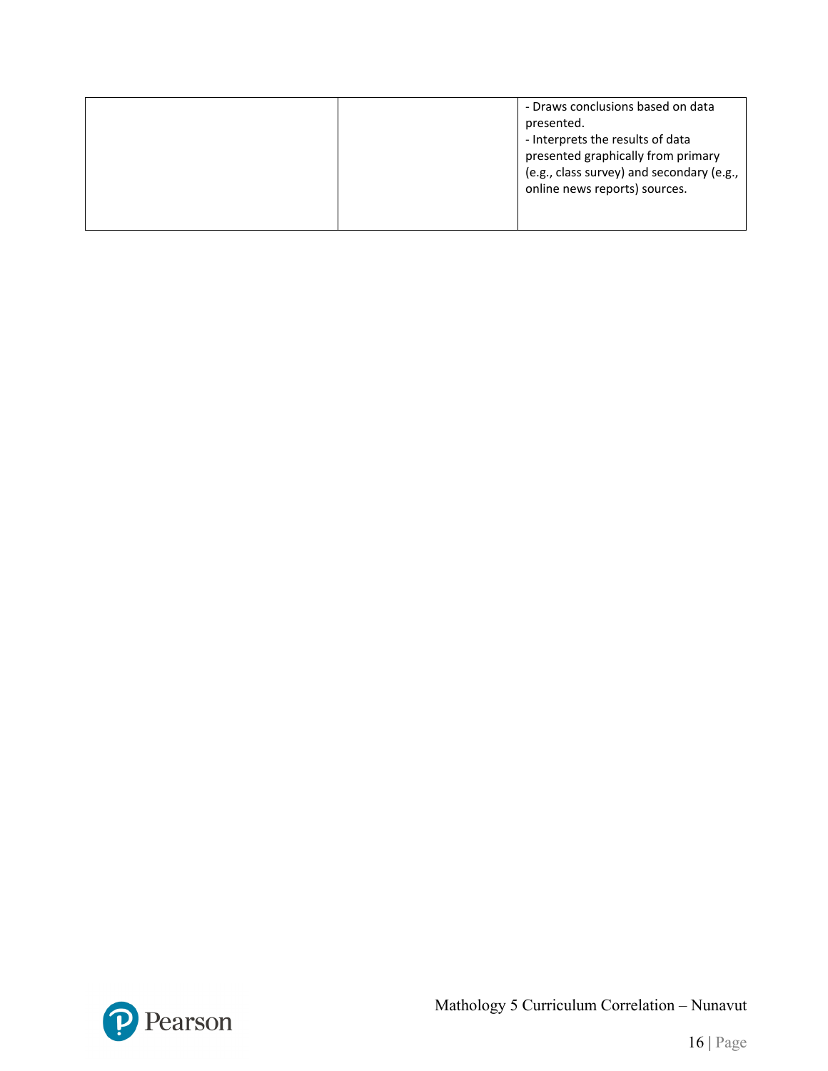| | | |
|---|---|---|
| | | - Draws conclusions based on data presented.<br>- Interprets the results of data presented graphically from primary (e.g., class survey) and secondary (e.g., online news reports) sources. |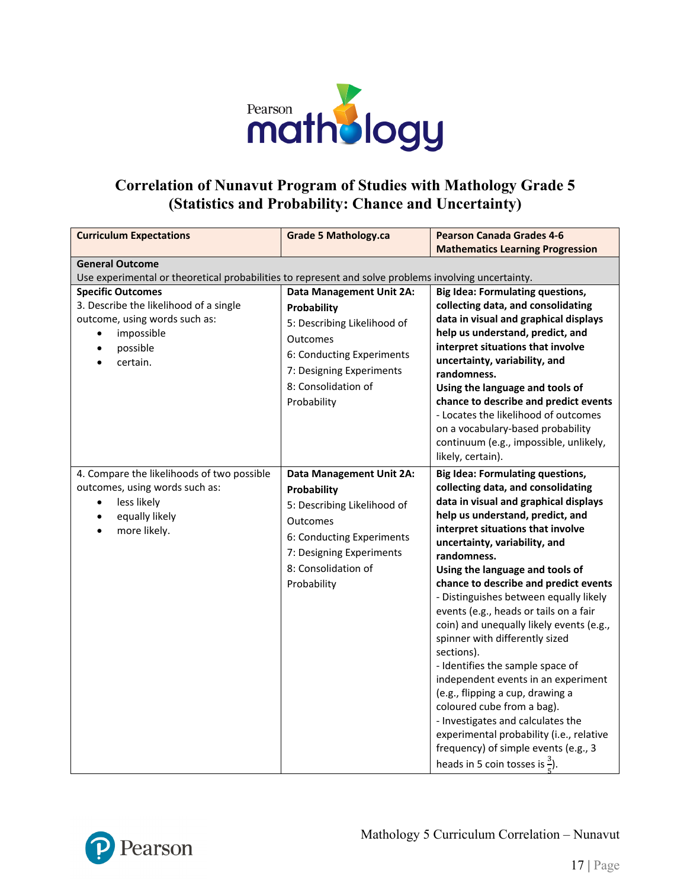## Correlation of Nunavut Program of Studies with Mathology Grade 5 (Statistics and Probability: Chance and Uncertainty)

| Curriculum Expectations | Grade 5 Mathology.ca | Pearson Canada Grades 4-6 Mathematics Learning Progression |
|---|---|---|
| **General Outcome**<br>Use experimental or theoretical probabilities to represent and solve problems involving uncertainty. | | |
| **Specific Outcomes**<br>3. Describe the likelihood of a single outcome, using words such as:<br>• impossible<br>• possible<br>• certain. | **Data Management Unit 2A: Probability**<br>5: Describing Likelihood of Outcomes<br>6: Conducting Experiments<br>7: Designing Experiments<br>8: Consolidation of Probability | **Big Idea: Formulating questions, collecting data, and consolidating data in visual and graphical displays help us understand, predict, and interpret situations that involve uncertainty, variability, and randomness.**<br>**Using the language and tools of chance to describe and predict events**<br>- Locates the likelihood of outcomes on a vocabulary-based probability continuum (e.g., impossible, unlikely, likely, certain). |
| 4. Compare the likelihoods of two possible outcomes, using words such as:<br>• less likely<br>• equally likely<br>• more likely. | **Data Management Unit 2A: Probability**<br>5: Describing Likelihood of Outcomes<br>6: Conducting Experiments<br>7: Designing Experiments<br>8: Consolidation of Probability | **Big Idea: Formulating questions, collecting data, and consolidating data in visual and graphical displays help us understand, predict, and interpret situations that involve uncertainty, variability, and randomness.**<br>**Using the language and tools of chance to describe and predict events**<br>- Distinguishes between equally likely events (e.g., heads or tails on a fair coin) and unequally likely events (e.g., spinner with differently sized sections).<br>- Identifies the sample space of independent events in an experiment (e.g., flipping a cup, drawing a coloured cube from a bag).<br>- Investigates and calculates the experimental probability (i.e., relative frequency) of simple events (e.g., 3 heads in 5 coin tosses is $\frac{3}{5}$). |